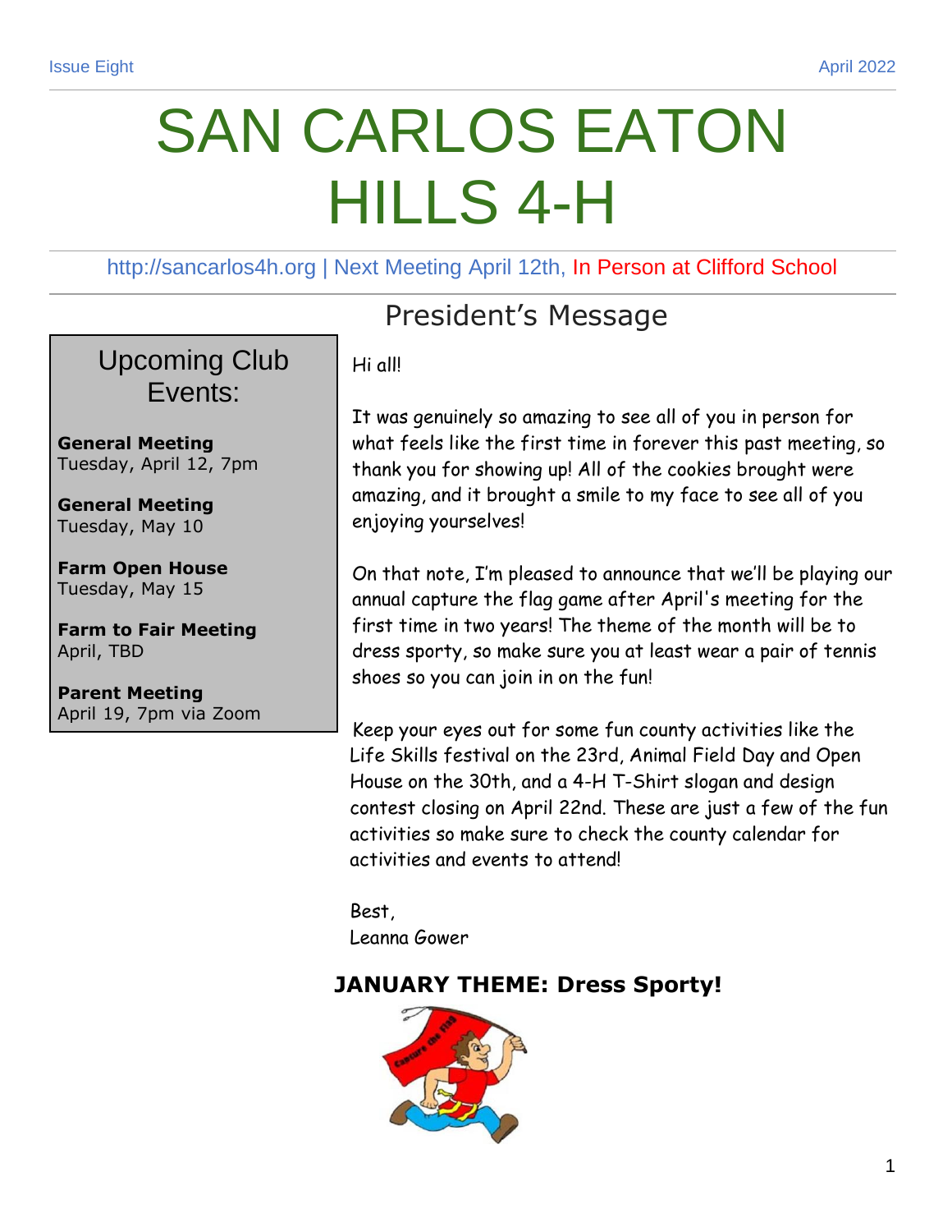Issue Eight April 2022

# SAN CARLOS EATON HILLS 4-H

http://sancarlos4h.org | Next Meeting April 12th, In Person at Clifford School

## Upcoming Club Events:

**General Meeting**
Tuesday, April 12, 7pm

**General Meeting**
Tuesday, May 10

**Farm Open House**
Tuesday, May 15

**Farm to Fair Meeting**
April, TBD

**Parent Meeting**
April 19, 7pm via Zoom

## President's Message

Hi all!

It was genuinely so amazing to see all of you in person for what feels like the first time in forever this past meeting, so thank you for showing up! All of the cookies brought were amazing, and it brought a smile to my face to see all of you enjoying yourselves!

On that note, I'm pleased to announce that we'll be playing our annual capture the flag game after April's meeting for the first time in two years! The theme of the month will be to dress sporty, so make sure you at least wear a pair of tennis shoes so you can join in on the fun!

Keep your eyes out for some fun county activities like the Life Skills festival on the 23rd, Animal Field Day and Open House on the 30th, and a 4-H T-Shirt slogan and design contest closing on April 22nd. These are just a few of the fun activities so make sure to check the county calendar for activities and events to attend!

Best,
Leanna Gower

**JANUARY THEME: Dress Sporty!**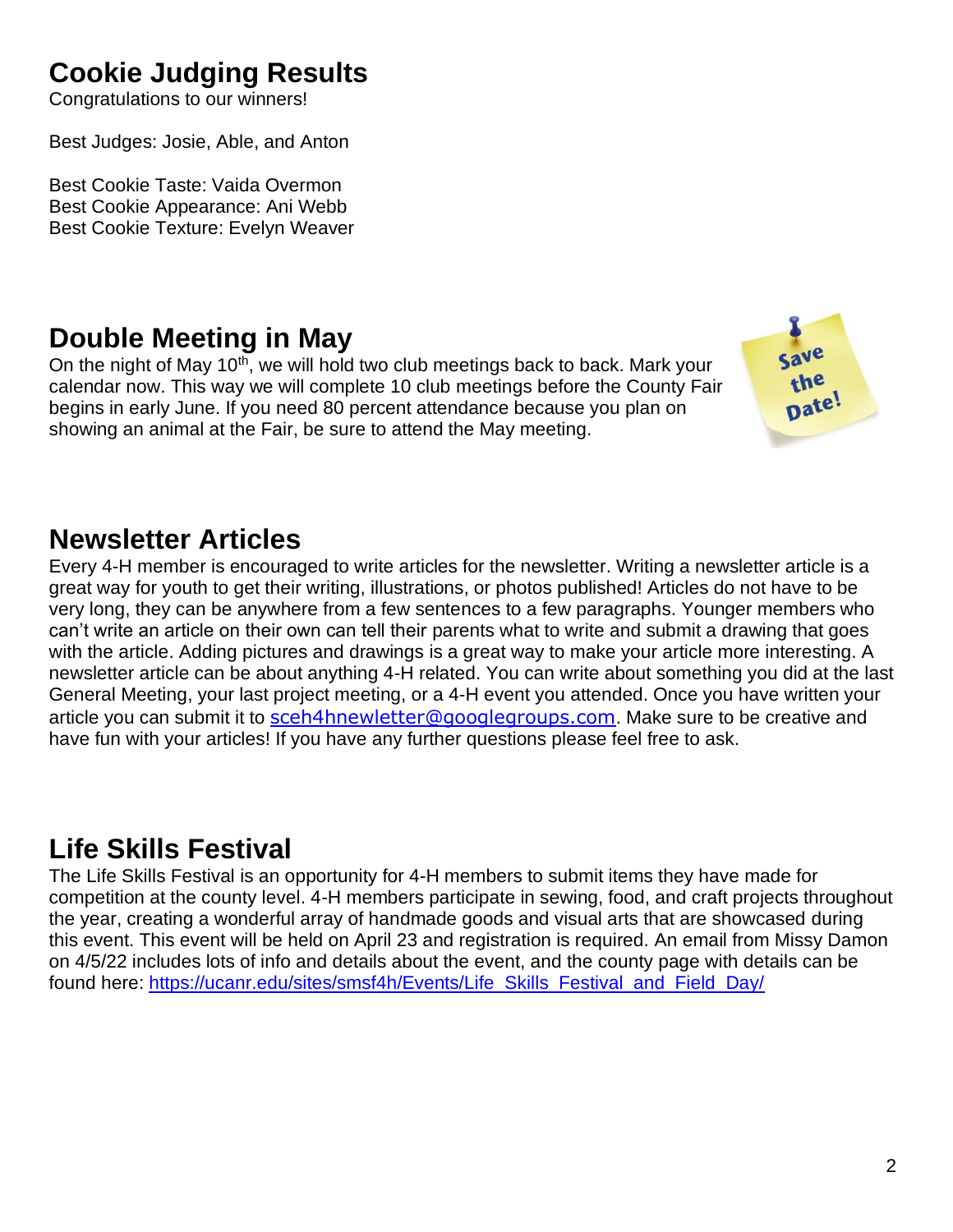## Cookie Judging Results

Congratulations to our winners!

Best Judges: Josie, Able, and Anton

Best Cookie Taste: Vaida Overmon
Best Cookie Appearance: Ani Webb
Best Cookie Texture: Evelyn Weaver

## Double Meeting in May

On the night of May 10th, we will hold two club meetings back to back. Mark your calendar now. This way we will complete 10 club meetings before the County Fair begins in early June. If you need 80 percent attendance because you plan on showing an animal at the Fair, be sure to attend the May meeting.

## Newsletter Articles

Every 4-H member is encouraged to write articles for the newsletter. Writing a newsletter article is a great way for youth to get their writing, illustrations, or photos published! Articles do not have to be very long, they can be anywhere from a few sentences to a few paragraphs. Younger members who can't write an article on their own can tell their parents what to write and submit a drawing that goes with the article. Adding pictures and drawings is a great way to make your article more interesting. A newsletter article can be about anything 4-H related. You can write about something you did at the last General Meeting, your last project meeting, or a 4-H event you attended. Once you have written your article you can submit it to sceh4hnewletter@googlegroups.com. Make sure to be creative and have fun with your articles! If you have any further questions please feel free to ask.

## Life Skills Festival

The Life Skills Festival is an opportunity for 4-H members to submit items they have made for competition at the county level. 4-H members participate in sewing, food, and craft projects throughout the year, creating a wonderful array of handmade goods and visual arts that are showcased during this event. This event will be held on April 23 and registration is required. An email from Missy Damon on 4/5/22 includes lots of info and details about the event, and the county page with details can be found here: https://ucanr.edu/sites/smsf4h/Events/Life_Skills_Festival_and_Field_Day/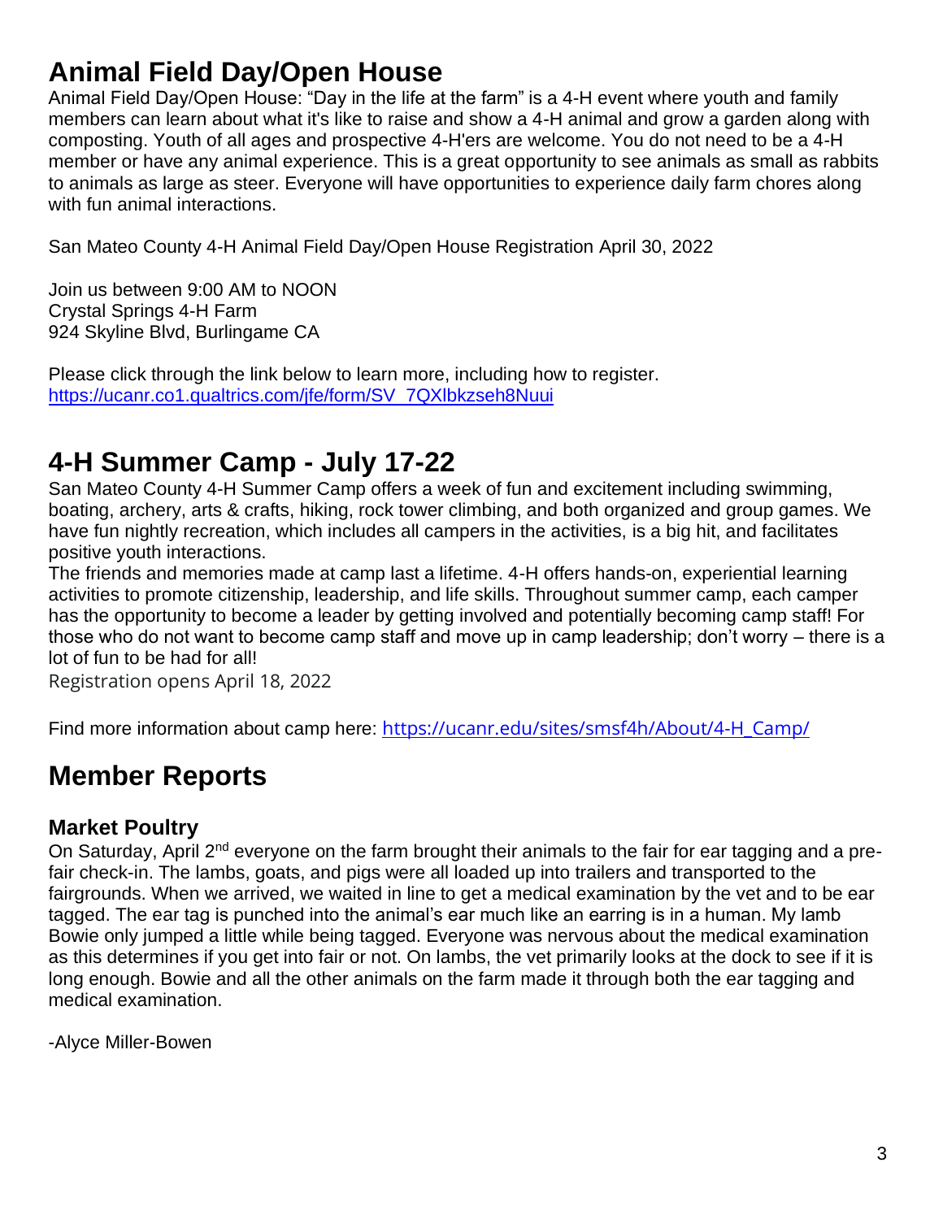# Animal Field Day/Open House

Animal Field Day/Open House: "Day in the life at the farm" is a 4-H event where youth and family members can learn about what it's like to raise and show a 4-H animal and grow a garden along with composting. Youth of all ages and prospective 4-H'ers are welcome. You do not need to be a 4-H member or have any animal experience. This is a great opportunity to see animals as small as rabbits to animals as large as steer. Everyone will have opportunities to experience daily farm chores along with fun animal interactions.

San Mateo County 4-H Animal Field Day/Open House Registration April 30, 2022

Join us between 9:00 AM to NOON
Crystal Springs 4-H Farm
924 Skyline Blvd, Burlingame CA

Please click through the link below to learn more, including how to register.
https://ucanr.co1.qualtrics.com/jfe/form/SV_7QXlbkzseh8Nuui

# 4-H Summer Camp - July 17-22

San Mateo County 4-H Summer Camp offers a week of fun and excitement including swimming, boating, archery, arts & crafts, hiking, rock tower climbing, and both organized and group games. We have fun nightly recreation, which includes all campers in the activities, is a big hit, and facilitates positive youth interactions.

The friends and memories made at camp last a lifetime. 4-H offers hands-on, experiential learning activities to promote citizenship, leadership, and life skills. Throughout summer camp, each camper has the opportunity to become a leader by getting involved and potentially becoming camp staff! For those who do not want to become camp staff and move up in camp leadership; don't worry – there is a lot of fun to be had for all!

Registration opens April 18, 2022

Find more information about camp here: https://ucanr.edu/sites/smsf4h/About/4-H_Camp/

# Member Reports

## Market Poultry

On Saturday, April 2nd everyone on the farm brought their animals to the fair for ear tagging and a pre-fair check-in. The lambs, goats, and pigs were all loaded up into trailers and transported to the fairgrounds. When we arrived, we waited in line to get a medical examination by the vet and to be ear tagged. The ear tag is punched into the animal's ear much like an earring is in a human. My lamb Bowie only jumped a little while being tagged. Everyone was nervous about the medical examination as this determines if you get into fair or not. On lambs, the vet primarily looks at the dock to see if it is long enough. Bowie and all the other animals on the farm made it through both the ear tagging and medical examination.

-Alyce Miller-Bowen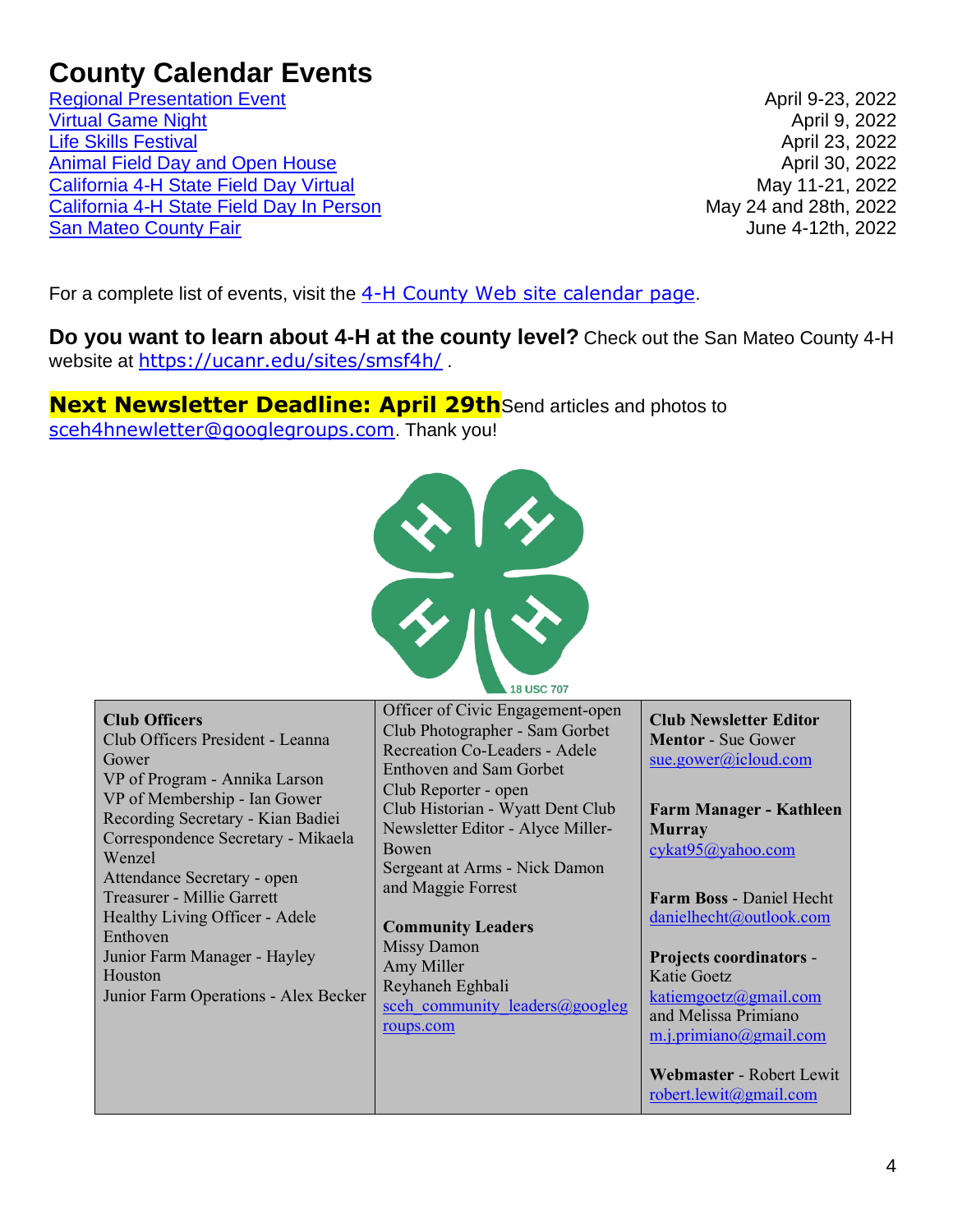# County Calendar Events

| | |
|---|---|
| Regional Presentation Event | April 9-23, 2022 |
| Virtual Game Night | April 9, 2022 |
| Life Skills Festival | April 23, 2022 |
| Animal Field Day and Open House | April 30, 2022 |
| California 4-H State Field Day Virtual | May 11-21, 2022 |
| California 4-H State Field Day In Person | May 24 and 28th, 2022 |
| San Mateo County Fair | June 4-12th, 2022 |

For a complete list of events, visit the 4-H County Web site calendar page.

**Do you want to learn about 4-H at the county level?** Check out the San Mateo County 4-H website at https://ucanr.edu/sites/smsf4h/ .

**Next Newsletter Deadline: April 29th** Send articles and photos to sceh4hnewletter@googlegroups.com. Thank you!

18 USC 707

**Club Officers**
Club Officers President - Leanna Gower
VP of Program - Annika Larson
VP of Membership - Ian Gower
Recording Secretary - Kian Badiei
Correspondence Secretary - Mikaela Wenzel
Attendance Secretary - open
Treasurer - Millie Garrett
Healthy Living Officer - Adele Enthoven
Junior Farm Manager - Hayley Houston
Junior Farm Operations - Alex Becker
Officer of Civic Engagement-open
Club Photographer - Sam Gorbet
Recreation Co-Leaders - Adele Enthoven and Sam Gorbet
Club Reporter - open
Club Historian - Wyatt Dent
Club Newsletter Editor - Alyce Miller-Bowen
Sergeant at Arms - Nick Damon and Maggie Forrest

**Community Leaders**
Missy Damon
Amy Miller
Reyhaneh Eghbali
sceh_community_leaders@googlegroups.com

**Club Newsletter Editor Mentor** - Sue Gower
sue.gower@icloud.com

**Farm Manager - Kathleen Murray**
cykat95@yahoo.com

**Farm Boss** - Daniel Hecht
danielhecht@outlook.com

**Projects coordinators** - Katie Goetz
katiemgoetz@gmail.com
and Melissa Primiano
m.j.primiano@gmail.com

**Webmaster** - Robert Lewit
robert.lewit@gmail.com